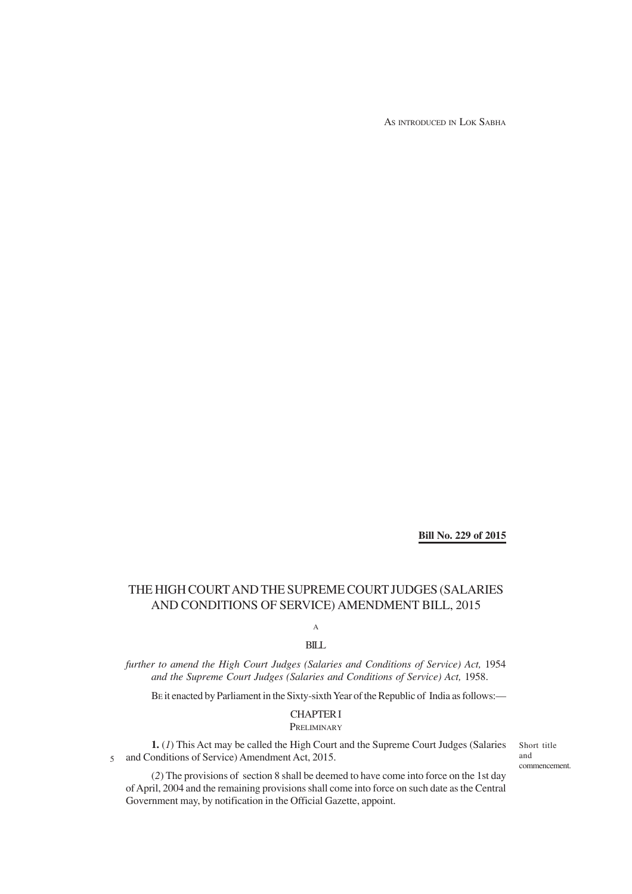AS INTRODUCED IN LOK SABHA

**Bill No. 229 of 2015**

# THE HIGH COURT AND THE SUPREME COURT JUDGES (SALARIES AND CONDITIONS OF SERVICE) AMENDMENT BILL, 2015

A

BILL

*further to amend the High Court Judges (Salaries and Conditions of Service) Act,* 1954 *and the Supreme Court Judges (Salaries and Conditions of Service) Act,* 1958.

BE it enacted by Parliament in the Sixty-sixth Year of the Republic of India as follows:—

## CHAPTER I
### PRELIMINARY

Short title and commencement.

**1.** (*1*) This Act may be called the High Court and the Supreme Court Judges (Salaries and Conditions of Service) Amendment Act, 2015.

(*2*) The provisions of section 8 shall be deemed to have come into force on the 1st day of April, 2004 and the remaining provisions shall come into force on such date as the Central Government may, by notification in the Official Gazette, appoint.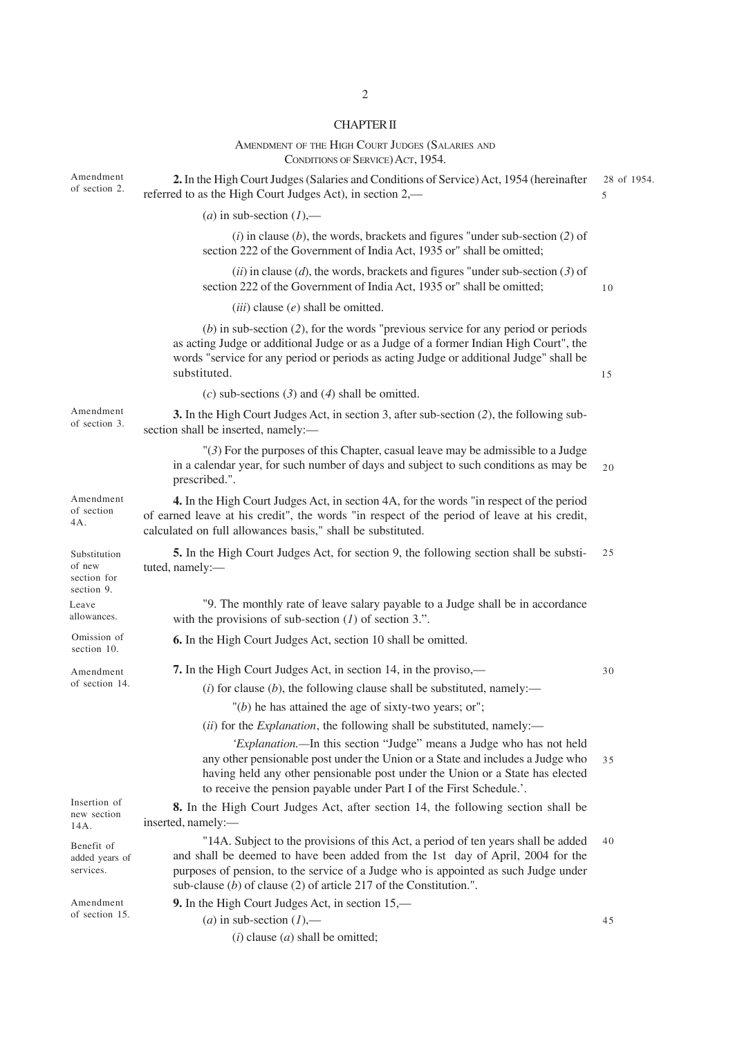## CHAPTER II

### AMENDMENT OF THE HIGH COURT JUDGES (SALARIES AND CONDITIONS OF SERVICE) ACT, 1954.

Amendment of section 2.

**2.** In the High Court Judges (Salaries and Conditions of Service) Act, 1954 (hereinafter referred to as the High Court Judges Act), in section 2,—

28 of 1954.

(*a*) in sub-section (*1*),—

(*i*) in clause (*b*), the words, brackets and figures "under sub-section (*2*) of section 222 of the Government of India Act, 1935 or" shall be omitted;

(*ii*) in clause (*d*), the words, brackets and figures "under sub-section (*3*) of section 222 of the Government of India Act, 1935 or" shall be omitted;

(*iii*) clause (*e*) shall be omitted.

(*b*) in sub-section (*2*), for the words "previous service for any period or periods as acting Judge or additional Judge or as a Judge of a former Indian High Court", the words "service for any period or periods as acting Judge or additional Judge" shall be substituted.

(*c*) sub-sections (*3*) and (*4*) shall be omitted.

Amendment of section 3.

**3.** In the High Court Judges Act, in section 3, after sub-section (*2*), the following sub-section shall be inserted, namely:—

"(*3*) For the purposes of this Chapter, casual leave may be admissible to a Judge in a calendar year, for such number of days and subject to such conditions as may be prescribed.".

Amendment of section 4A.

**4.** In the High Court Judges Act, in section 4A, for the words "in respect of the period of earned leave at his credit", the words "in respect of the period of leave at his credit, calculated on full allowances basis," shall be substituted.

Substitution of new section for section 9.

**5.** In the High Court Judges Act, for section 9, the following section shall be substituted, namely:—

Leave allowances.

"9. The monthly rate of leave salary payable to a Judge shall be in accordance with the provisions of sub-section (*1*) of section 3.".

Omission of section 10.

**6.** In the High Court Judges Act, section 10 shall be omitted.

Amendment of section 14.

**7.** In the High Court Judges Act, in section 14, in the proviso,—

(*i*) for clause (*b*), the following clause shall be substituted, namely:—

"(*b*) he has attained the age of sixty-two years; or";

(*ii*) for the *Explanation*, the following shall be substituted, namely:—

'*Explanation.*—In this section "Judge" means a Judge who has not held any other pensionable post under the Union or a State and includes a Judge who having held any other pensionable post under the Union or a State has elected to receive the pension payable under Part I of the First Schedule.'.

Insertion of new section 14A.

**8.** In the High Court Judges Act, after section 14, the following section shall be inserted, namely:—

Benefit of added years of services.

"14A. Subject to the provisions of this Act, a period of ten years shall be added and shall be deemed to have been added from the 1st day of April, 2004 for the purposes of pension, to the service of a Judge who is appointed as such Judge under sub-clause (*b*) of clause (2) of article 217 of the Constitution.".

Amendment of section 15.

**9.** In the High Court Judges Act, in section 15,—

(*a*) in sub-section (*1*),—

(*i*) clause (*a*) shall be omitted;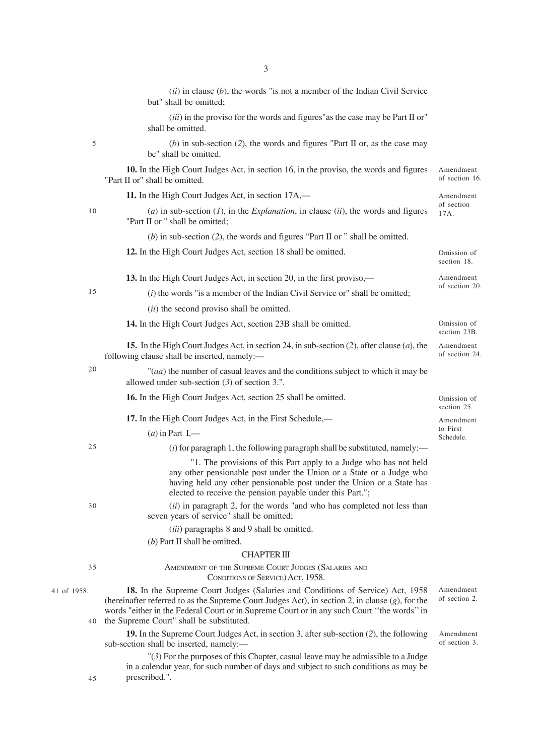(*ii*) in clause (*b*), the words "is not a member of the Indian Civil Service but" shall be omitted;

(*iii*) in the proviso for the words and figures"as the case may be Part II or" shall be omitted.

(*b*) in sub-section (*2*), the words and figures "Part II or, as the case may be" shall be omitted.

Amendment of section 16.

**10.** In the High Court Judges Act, in section 16, in the proviso, the words and figures "Part II or" shall be omitted.

Amendment of section 17A.

**11.** In the High Court Judges Act, in section 17A,—

(*a*) in sub-section (*1*), in the *Explanation*, in clause (*ii*), the words and figures "Part II or " shall be omitted;

(*b*) in sub-section (*2*), the words and figures "Part II or " shall be omitted.

Omission of section 18.

**12.** In the High Court Judges Act, section 18 shall be omitted.

Amendment of section 20.

**13.** In the High Court Judges Act, in section 20, in the first proviso,—

(*i*) the words "is a member of the Indian Civil Service or" shall be omitted;

(*ii*) the second proviso shall be omitted.

Omission of section 23B.

**14.** In the High Court Judges Act, section 23B shall be omitted.

Amendment of section 24.

**15.** In the High Court Judges Act, in section 24, in sub-section (*2*), after clause (*a*), the following clause shall be inserted, namely:—

"(*aa*) the number of casual leaves and the conditions subject to which it may be allowed under sub-section (*3*) of section 3.".

Omission of section 25.

**16.** In the High Court Judges Act, section 25 shall be omitted.

Amendment to First Schedule.

**17.** In the High Court Judges Act, in the First Schedule,—

(*a*) in Part I,—

(*i*) for paragraph 1, the following paragraph shall be substituted, namely:—

"1. The provisions of this Part apply to a Judge who has not held any other pensionable post under the Union or a State or a Judge who having held any other pensionable post under the Union or a State has elected to receive the pension payable under this Part.";

(*ii*) in paragraph 2, for the words "and who has completed not less than seven years of service" shall be omitted;

(*iii*) paragraphs 8 and 9 shall be omitted.

(*b*) Part II shall be omitted.

## CHAPTER III

### AMENDMENT OF THE SUPREME COURT JUDGES (SALARIES AND CONDITIONS OF SERVICE) ACT, 1958.

41 of 1958.

Amendment of section 2.

**18.** In the Supreme Court Judges (Salaries and Conditions of Service) Act, 1958 (hereinafter referred to as the Supreme Court Judges Act), in section 2, in clause (*g*), for the words "either in the Federal Court or in Supreme Court or in any such Court "the words" in the Supreme Court" shall be substituted.

Amendment of section 3.

**19.** In the Supreme Court Judges Act, in section 3, after sub-section (*2*), the following sub-section shall be inserted, namely:—

"(*3*) For the purposes of this Chapter, casual leave may be admissible to a Judge in a calendar year, for such number of days and subject to such conditions as may be prescribed.".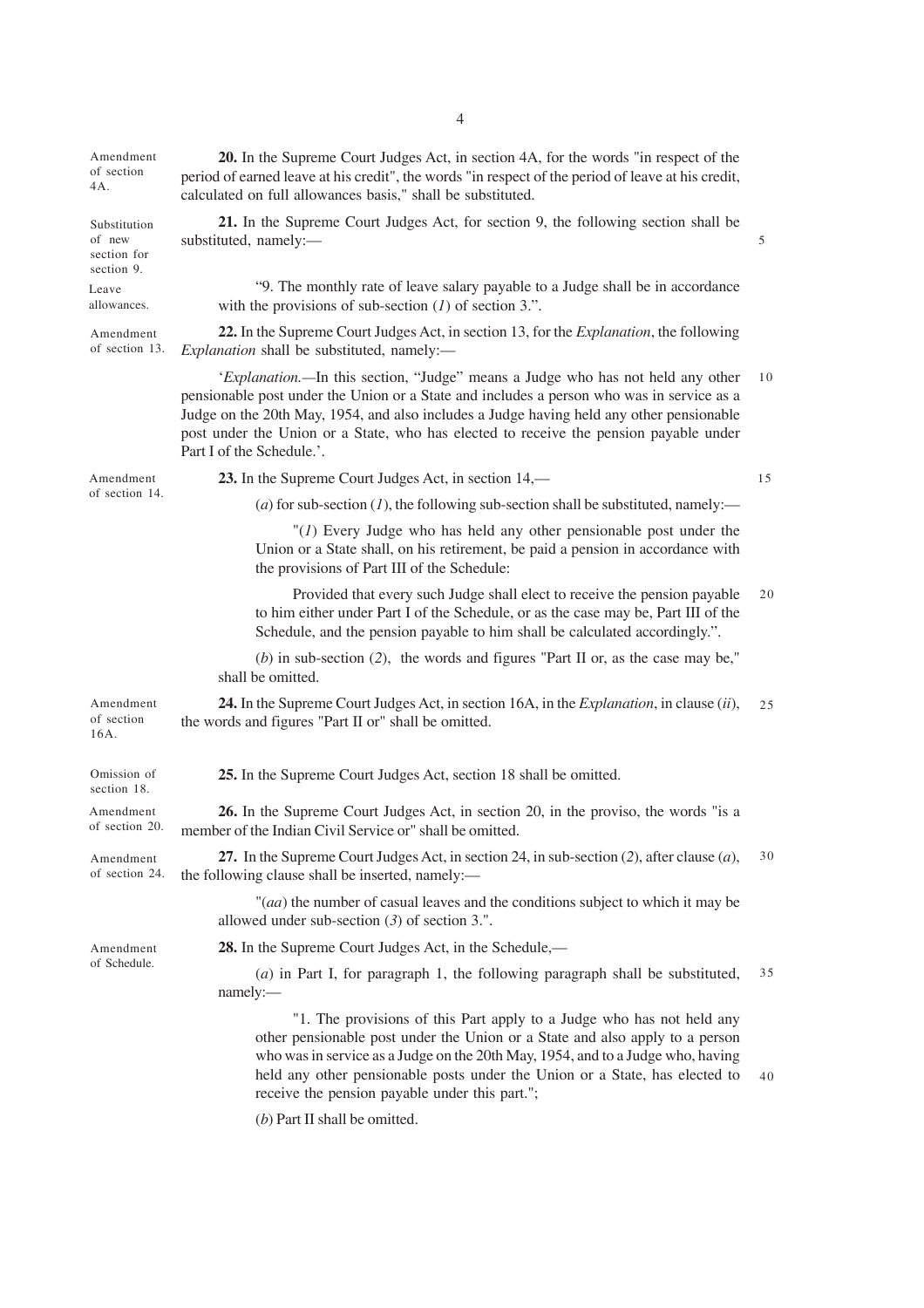Amendment of section 4A.

**20.** In the Supreme Court Judges Act, in section 4A, for the words "in respect of the period of earned leave at his credit", the words "in respect of the period of leave at his credit, calculated on full allowances basis," shall be substituted.

Substitution of new section for section 9.

**21.** In the Supreme Court Judges Act, for section 9, the following section shall be substituted, namely:—

Leave allowances.

"9. The monthly rate of leave salary payable to a Judge shall be in accordance with the provisions of sub-section (*1*) of section 3.".

Amendment of section 13.

**22.** In the Supreme Court Judges Act, in section 13, for the *Explanation*, the following *Explanation* shall be substituted, namely:—

'*Explanation.*—In this section, "Judge" means a Judge who has not held any other pensionable post under the Union or a State and includes a person who was in service as a Judge on the 20th May, 1954, and also includes a Judge having held any other pensionable post under the Union or a State, who has elected to receive the pension payable under Part I of the Schedule.'.

Amendment of section 14.

**23.** In the Supreme Court Judges Act, in section 14,—

(*a*) for sub-section (*1*), the following sub-section shall be substituted, namely:—

"(*1*) Every Judge who has held any other pensionable post under the Union or a State shall, on his retirement, be paid a pension in accordance with the provisions of Part III of the Schedule:

Provided that every such Judge shall elect to receive the pension payable to him either under Part I of the Schedule, or as the case may be, Part III of the Schedule, and the pension payable to him shall be calculated accordingly.".

(*b*) in sub-section (*2*), the words and figures "Part II or, as the case may be," shall be omitted.

Amendment of section 16A.

**24.** In the Supreme Court Judges Act, in section 16A, in the *Explanation*, in clause (*ii*), the words and figures "Part II or" shall be omitted.

Omission of section 18.

**25.** In the Supreme Court Judges Act, section 18 shall be omitted.

Amendment of section 20.

**26.** In the Supreme Court Judges Act, in section 20, in the proviso, the words "is a member of the Indian Civil Service or" shall be omitted.

Amendment of section 24.

**27.** In the Supreme Court Judges Act, in section 24, in sub-section (*2*), after clause (*a*), the following clause shall be inserted, namely:—

"(*aa*) the number of casual leaves and the conditions subject to which it may be allowed under sub-section (*3*) of section 3.".

Amendment of Schedule.

**28.** In the Supreme Court Judges Act, in the Schedule,—

(*a*) in Part I, for paragraph 1, the following paragraph shall be substituted, namely:—

"1. The provisions of this Part apply to a Judge who has not held any other pensionable post under the Union or a State and also apply to a person who was in service as a Judge on the 20th May, 1954, and to a Judge who, having held any other pensionable posts under the Union or a State, has elected to receive the pension payable under this part.";

(*b*) Part II shall be omitted.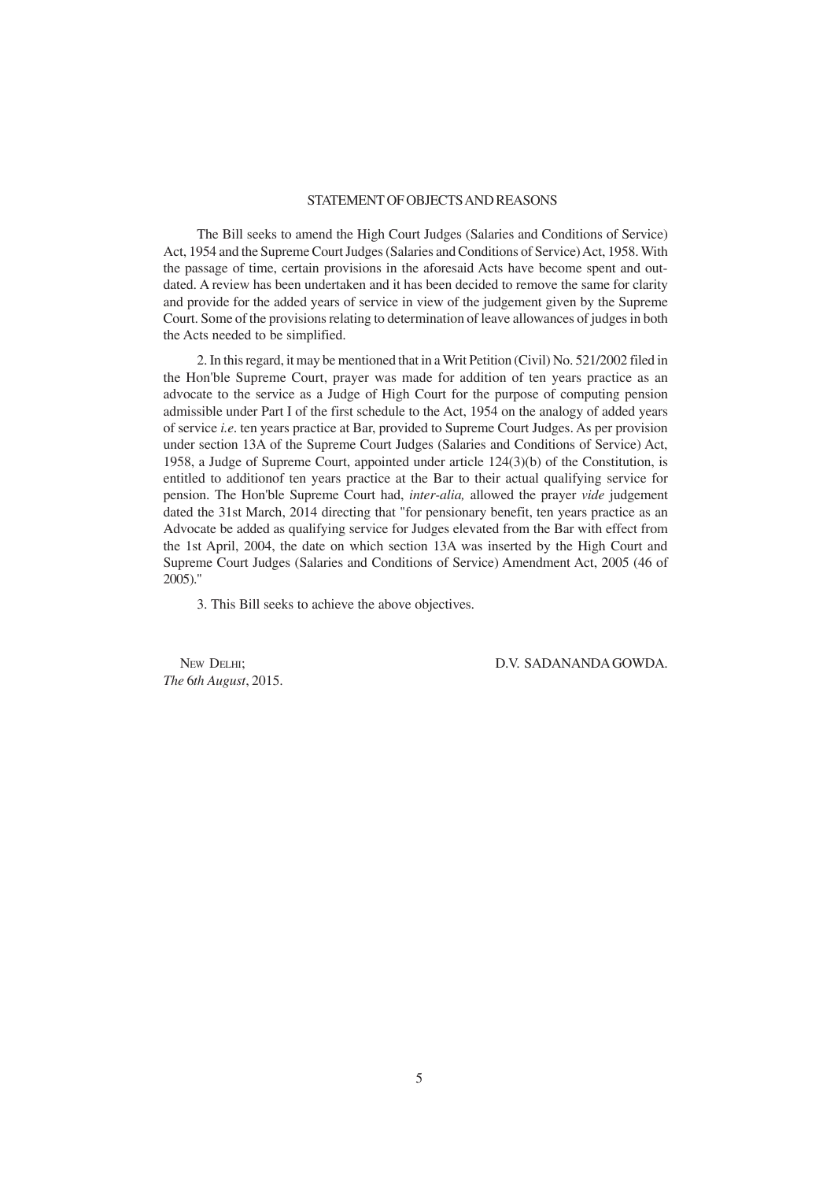## STATEMENT OF OBJECTS AND REASONS

The Bill seeks to amend the High Court Judges (Salaries and Conditions of Service) Act, 1954 and the Supreme Court Judges (Salaries and Conditions of Service) Act, 1958. With the passage of time, certain provisions in the aforesaid Acts have become spent and outdated. A review has been undertaken and it has been decided to remove the same for clarity and provide for the added years of service in view of the judgement given by the Supreme Court. Some of the provisions relating to determination of leave allowances of judges in both the Acts needed to be simplified.

2. In this regard, it may be mentioned that in a Writ Petition (Civil) No. 521/2002 filed in the Hon'ble Supreme Court, prayer was made for addition of ten years practice as an advocate to the service as a Judge of High Court for the purpose of computing pension admissible under Part I of the first schedule to the Act, 1954 on the analogy of added years of service *i.e.* ten years practice at Bar, provided to Supreme Court Judges. As per provision under section 13A of the Supreme Court Judges (Salaries and Conditions of Service) Act, 1958, a Judge of Supreme Court, appointed under article 124(3)(b) of the Constitution, is entitled to additionof ten years practice at the Bar to their actual qualifying service for pension. The Hon'ble Supreme Court had, *inter-alia,* allowed the prayer *vide* judgement dated the 31st March, 2014 directing that "for pensionary benefit, ten years practice as an Advocate be added as qualifying service for Judges elevated from the Bar with effect from the 1st April, 2004, the date on which section 13A was inserted by the High Court and Supreme Court Judges (Salaries and Conditions of Service) Amendment Act, 2005 (46 of 2005)."

3. This Bill seeks to achieve the above objectives.

NEW DELHI;
*The* 6*th August*, 2015.

D.V. SADANANDA GOWDA.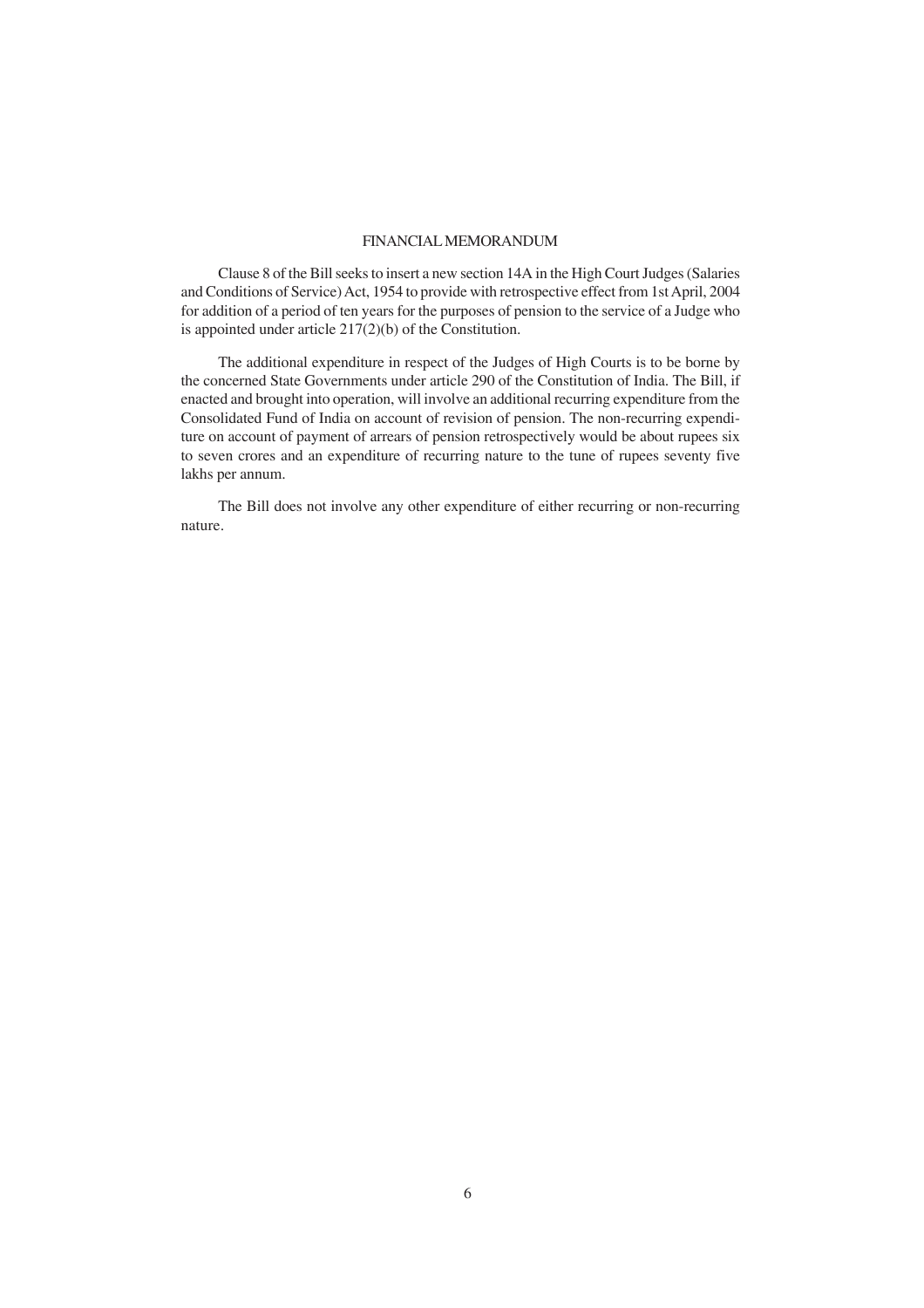# FINANCIAL MEMORANDUM

Clause 8 of the Bill seeks to insert a new section 14A in the High Court Judges (Salaries and Conditions of Service) Act, 1954 to provide with retrospective effect from 1st April, 2004 for addition of a period of ten years for the purposes of pension to the service of a Judge who is appointed under article 217(2)(b) of the Constitution.

The additional expenditure in respect of the Judges of High Courts is to be borne by the concerned State Governments under article 290 of the Constitution of India. The Bill, if enacted and brought into operation, will involve an additional recurring expenditure from the Consolidated Fund of India on account of revision of pension. The non-recurring expenditure on account of payment of arrears of pension retrospectively would be about rupees six to seven crores and an expenditure of recurring nature to the tune of rupees seventy five lakhs per annum.

The Bill does not involve any other expenditure of either recurring or non-recurring nature.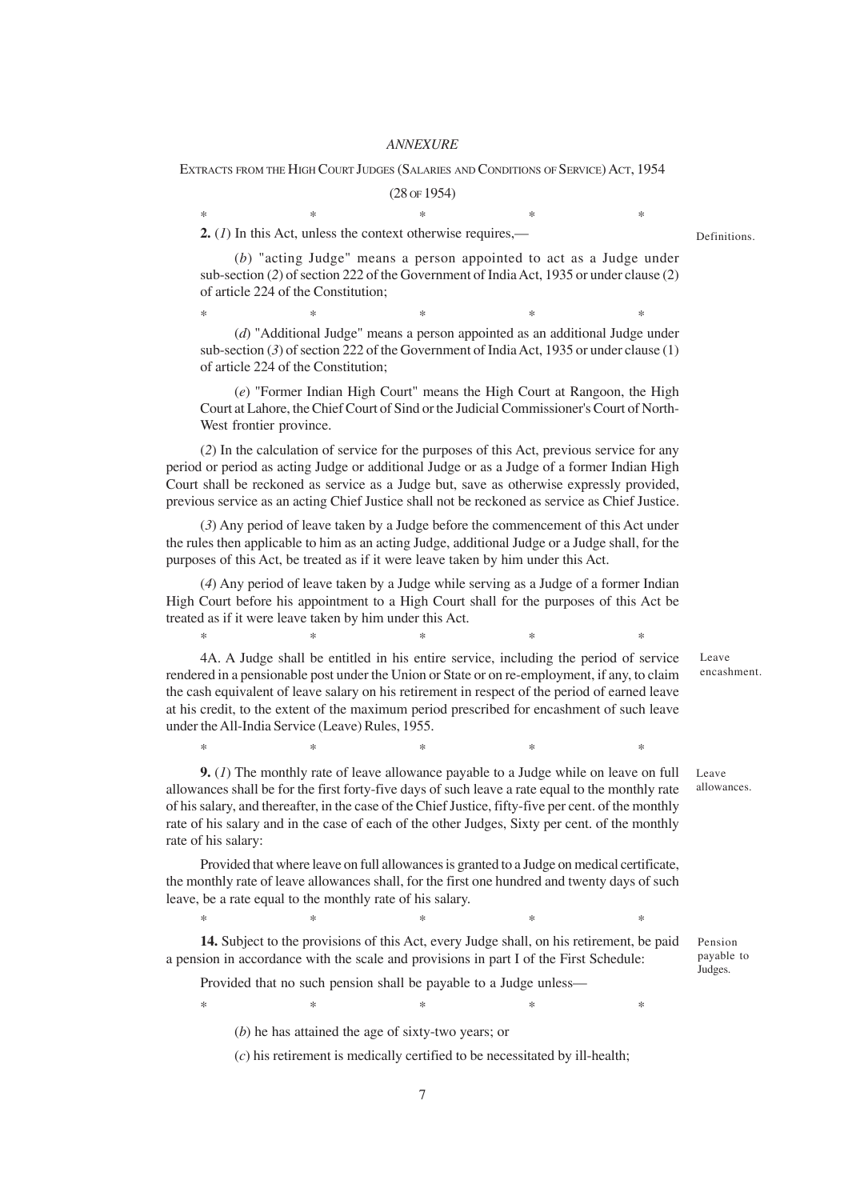*ANNEXURE*

EXTRACTS FROM THE HIGH COURT JUDGES (SALARIES AND CONDITIONS OF SERVICE) ACT, 1954

(28 OF 1954)

\* \* \* \* \*

**2.** (*1*) In this Act, unless the context otherwise requires,— Definitions.

(*b*) "acting Judge" means a person appointed to act as a Judge under sub-section (*2*) of section 222 of the Government of India Act, 1935 or under clause (2) of article 224 of the Constitution;

\* \* \* \* \*

(*d*) "Additional Judge" means a person appointed as an additional Judge under sub-section (*3*) of section 222 of the Government of India Act, 1935 or under clause (1) of article 224 of the Constitution;

(*e*) "Former Indian High Court" means the High Court at Rangoon, the High Court at Lahore, the Chief Court of Sind or the Judicial Commissioner's Court of North-West frontier province.

(*2*) In the calculation of service for the purposes of this Act, previous service for any period or period as acting Judge or additional Judge or as a Judge of a former Indian High Court shall be reckoned as service as a Judge but, save as otherwise expressly provided, previous service as an acting Chief Justice shall not be reckoned as service as Chief Justice.

(*3*) Any period of leave taken by a Judge before the commencement of this Act under the rules then applicable to him as an acting Judge, additional Judge or a Judge shall, for the purposes of this Act, be treated as if it were leave taken by him under this Act.

(*4*) Any period of leave taken by a Judge while serving as a Judge of a former Indian High Court before his appointment to a High Court shall for the purposes of this Act be treated as if it were leave taken by him under this Act.

\* \* \* \* \*

Leave encashment.

4A. A Judge shall be entitled in his entire service, including the period of service rendered in a pensionable post under the Union or State or on re-employment, if any, to claim the cash equivalent of leave salary on his retirement in respect of the period of earned leave at his credit, to the extent of the maximum period prescribed for encashment of such leave under the All-India Service (Leave) Rules, 1955.

\* \* \* \* \*

Leave allowances.

**9.** (*1*) The monthly rate of leave allowance payable to a Judge while on leave on full allowances shall be for the first forty-five days of such leave a rate equal to the monthly rate of his salary, and thereafter, in the case of the Chief Justice, fifty-five per cent. of the monthly rate of his salary and in the case of each of the other Judges, Sixty per cent. of the monthly rate of his salary:

Provided that where leave on full allowances is granted to a Judge on medical certificate, the monthly rate of leave allowances shall, for the first one hundred and twenty days of such leave, be a rate equal to the monthly rate of his salary.

\* \* \* \* \*

Pension payable to Judges.

**14.** Subject to the provisions of this Act, every Judge shall, on his retirement, be paid a pension in accordance with the scale and provisions in part I of the First Schedule:

Provided that no such pension shall be payable to a Judge unless—

\* \* \* \* \*

(*b*) he has attained the age of sixty-two years; or

(*c*) his retirement is medically certified to be necessitated by ill-health;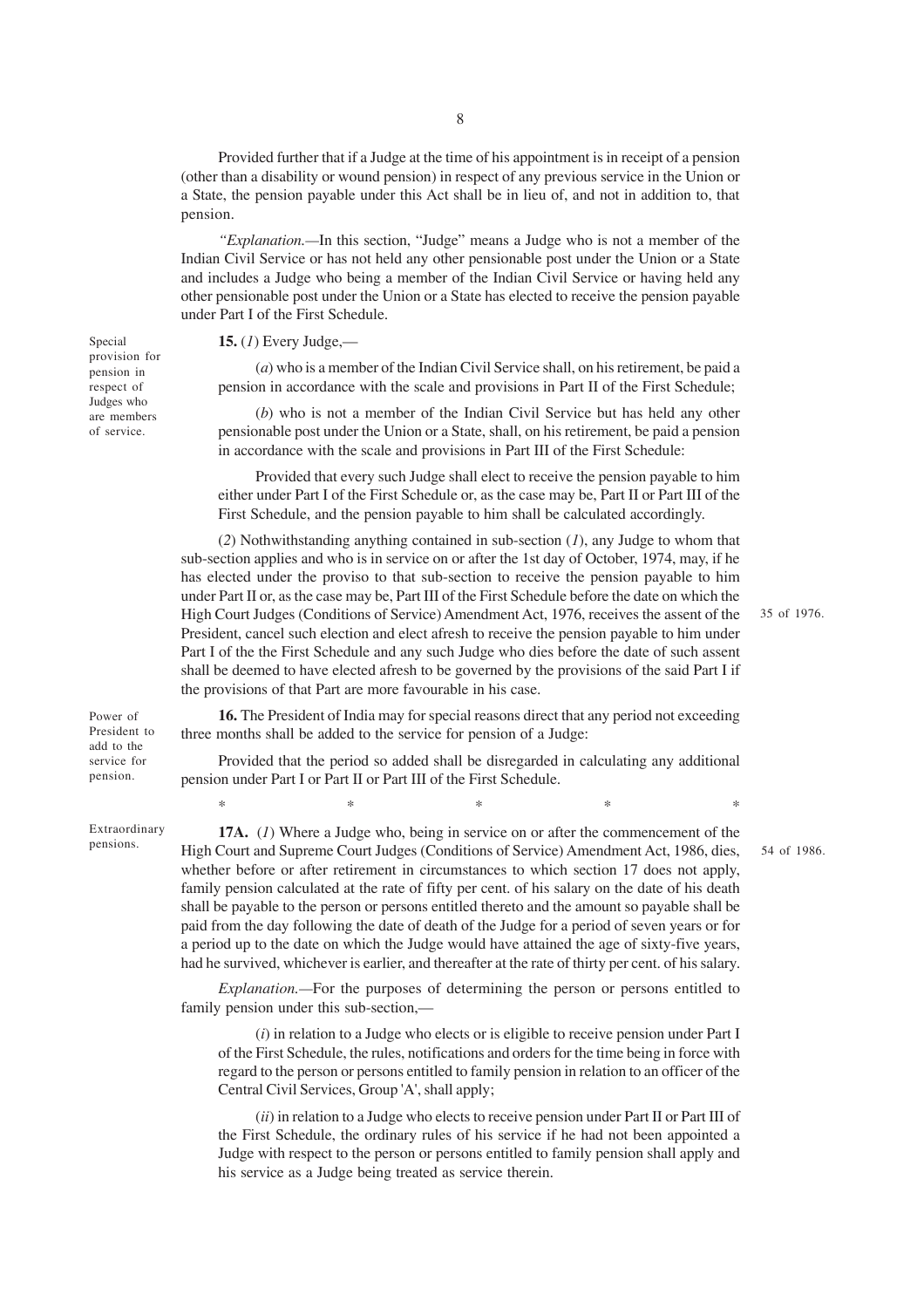Provided further that if a Judge at the time of his appointment is in receipt of a pension (other than a disability or wound pension) in respect of any previous service in the Union or a State, the pension payable under this Act shall be in lieu of, and not in addition to, that pension.

*"Explanation.*—In this section, "Judge" means a Judge who is not a member of the Indian Civil Service or has not held any other pensionable post under the Union or a State and includes a Judge who being a member of the Indian Civil Service or having held any other pensionable post under the Union or a State has elected to receive the pension payable under Part I of the First Schedule.

Special provision for pension in respect of Judges who are members of service.

**15.** (*1*) Every Judge,—

(*a*) who is a member of the Indian Civil Service shall, on his retirement, be paid a pension in accordance with the scale and provisions in Part II of the First Schedule;

(*b*) who is not a member of the Indian Civil Service but has held any other pensionable post under the Union or a State, shall, on his retirement, be paid a pension in accordance with the scale and provisions in Part III of the First Schedule:

Provided that every such Judge shall elect to receive the pension payable to him either under Part I of the First Schedule or, as the case may be, Part II or Part III of the First Schedule, and the pension payable to him shall be calculated accordingly.

(*2*) Nothwithstanding anything contained in sub-section (*1*), any Judge to whom that sub-section applies and who is in service on or after the 1st day of October, 1974, may, if he has elected under the proviso to that sub-section to receive the pension payable to him under Part II or, as the case may be, Part III of the First Schedule before the date on which the High Court Judges (Conditions of Service) Amendment Act, 1976, receives the assent of the President, cancel such election and elect afresh to receive the pension payable to him under Part I of the the First Schedule and any such Judge who dies before the date of such assent shall be deemed to have elected afresh to be governed by the provisions of the said Part I if the provisions of that Part are more favourable in his case.

35 of 1976.

Power of President to add to the service for pension.

**16.** The President of India may for special reasons direct that any period not exceeding three months shall be added to the service for pension of a Judge:

Provided that the period so added shall be disregarded in calculating any additional pension under Part I or Part II or Part III of the First Schedule.

\* \* \* \* \*

Extraordinary pensions.

**17A.** (*1*) Where a Judge who, being in service on or after the commencement of the High Court and Supreme Court Judges (Conditions of Service) Amendment Act, 1986, dies, whether before or after retirement in circumstances to which section 17 does not apply, family pension calculated at the rate of fifty per cent. of his salary on the date of his death shall be payable to the person or persons entitled thereto and the amount so payable shall be paid from the day following the date of death of the Judge for a period of seven years or for a period up to the date on which the Judge would have attained the age of sixty-five years, had he survived, whichever is earlier, and thereafter at the rate of thirty per cent. of his salary.

54 of 1986.

*Explanation.*—For the purposes of determining the person or persons entitled to family pension under this sub-section,—

(*i*) in relation to a Judge who elects or is eligible to receive pension under Part I of the First Schedule, the rules, notifications and orders for the time being in force with regard to the person or persons entitled to family pension in relation to an officer of the Central Civil Services, Group 'A', shall apply;

(*ii*) in relation to a Judge who elects to receive pension under Part II or Part III of the First Schedule, the ordinary rules of his service if he had not been appointed a Judge with respect to the person or persons entitled to family pension shall apply and his service as a Judge being treated as service therein.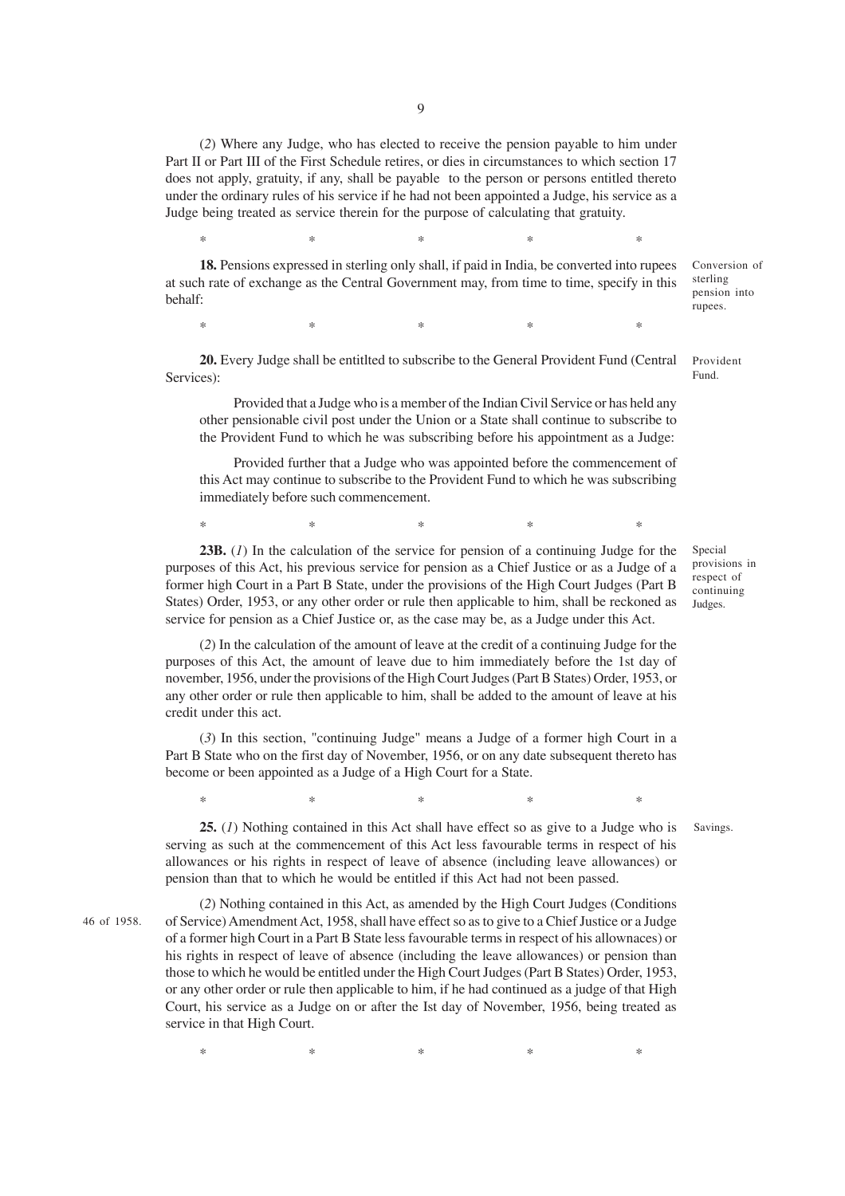(*2*) Where any Judge, who has elected to receive the pension payable to him under Part II or Part III of the First Schedule retires, or dies in circumstances to which section 17 does not apply, gratuity, if any, shall be payable to the person or persons entitled thereto under the ordinary rules of his service if he had not been appointed a Judge, his service as a Judge being treated as service therein for the purpose of calculating that gratuity.

\* \* \* \* \*

Conversion of sterling pension into rupees.

**18.** Pensions expressed in sterling only shall, if paid in India, be converted into rupees at such rate of exchange as the Central Government may, from time to time, specify in this behalf:

\* \* \* \* \*

Provident Fund.

**20.** Every Judge shall be entitlted to subscribe to the General Provident Fund (Central Services):

Provided that a Judge who is a member of the Indian Civil Service or has held any other pensionable civil post under the Union or a State shall continue to subscribe to the Provident Fund to which he was subscribing before his appointment as a Judge:

Provided further that a Judge who was appointed before the commencement of this Act may continue to subscribe to the Provident Fund to which he was subscribing immediately before such commencement.

\* \* \* \* \*

Special provisions in respect of continuing Judges.

**23B.** (*1*) In the calculation of the service for pension of a continuing Judge for the purposes of this Act, his previous service for pension as a Chief Justice or as a Judge of a former high Court in a Part B State, under the provisions of the High Court Judges (Part B States) Order, 1953, or any other order or rule then applicable to him, shall be reckoned as service for pension as a Chief Justice or, as the case may be, as a Judge under this Act.

(*2*) In the calculation of the amount of leave at the credit of a continuing Judge for the purposes of this Act, the amount of leave due to him immediately before the 1st day of november, 1956, under the provisions of the High Court Judges (Part B States) Order, 1953, or any other order or rule then applicable to him, shall be added to the amount of leave at his credit under this act.

(*3*) In this section, "continuing Judge" means a Judge of a former high Court in a Part B State who on the first day of November, 1956, or on any date subsequent thereto has become or been appointed as a Judge of a High Court for a State.

\* \* \* \* \*

Savings.

**25.** (*1*) Nothing contained in this Act shall have effect so as give to a Judge who is serving as such at the commencement of this Act less favourable terms in respect of his allowances or his rights in respect of leave of absence (including leave allowances) or pension than that to which he would be entitled if this Act had not been passed.

46 of 1958.

(*2*) Nothing contained in this Act, as amended by the High Court Judges (Conditions of Service) Amendment Act, 1958, shall have effect so as to give to a Chief Justice or a Judge of a former high Court in a Part B State less favourable terms in respect of his allownaces) or his rights in respect of leave of absence (including the leave allowances) or pension than those to which he would be entitled under the High Court Judges (Part B States) Order, 1953, or any other order or rule then applicable to him, if he had continued as a judge of that High Court, his service as a Judge on or after the Ist day of November, 1956, being treated as service in that High Court.

\* \* \* \* \*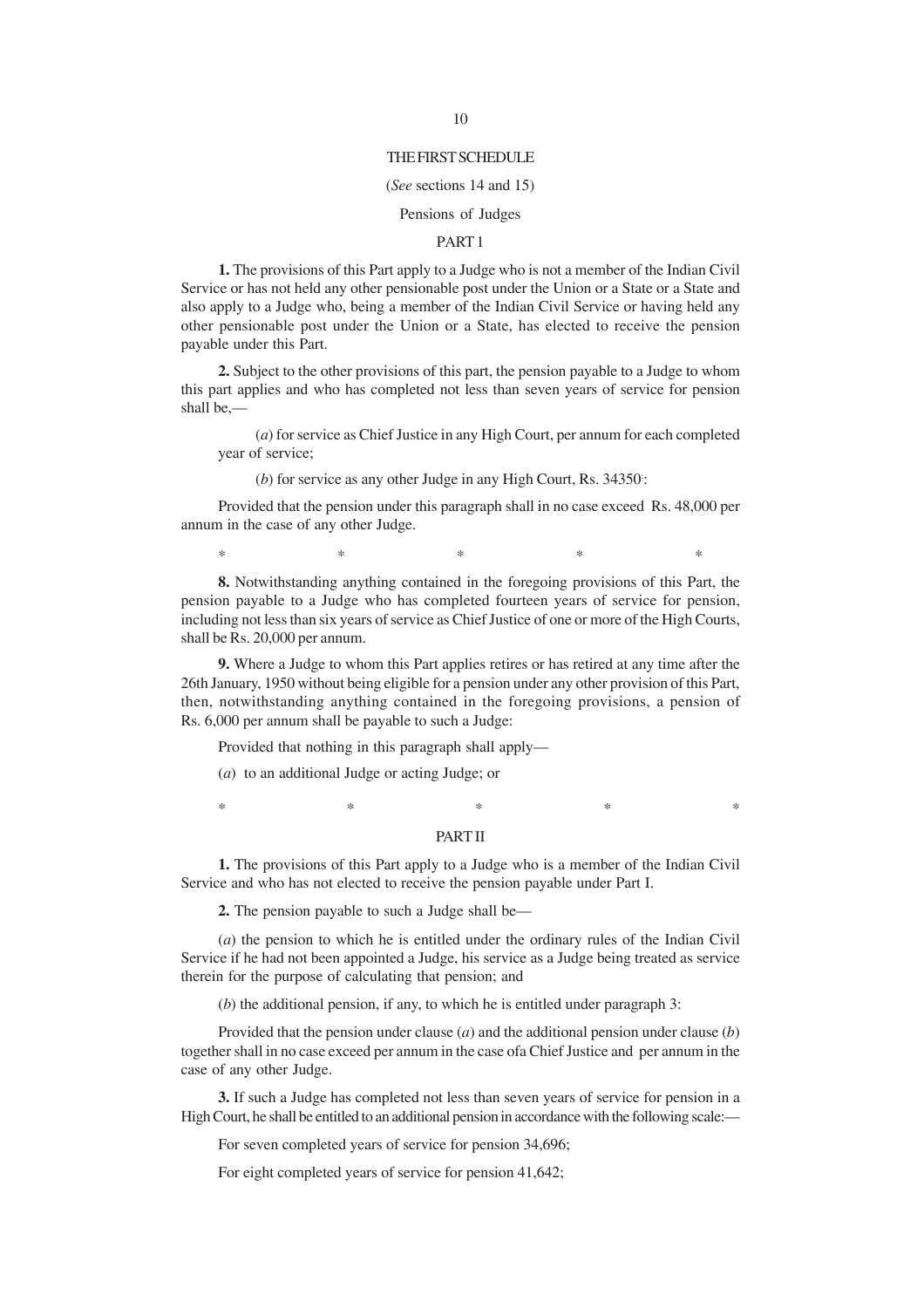# THE FIRST SCHEDULE

(*See* sections 14 and 15)

Pensions of Judges

## PART 1

**1.** The provisions of this Part apply to a Judge who is not a member of the Indian Civil Service or has not held any other pensionable post under the Union or a State or a State and also apply to a Judge who, being a member of the Indian Civil Service or having held any other pensionable post under the Union or a State, has elected to receive the pension payable under this Part.

**2.** Subject to the other provisions of this part, the pension payable to a Judge to whom this part applies and who has completed not less than seven years of service for pension shall be,—

(*a*) for service as Chief Justice in any High Court, per annum for each completed year of service;

(*b*) for service as any other Judge in any High Court, Rs. 34350·:

Provided that the pension under this paragraph shall in no case exceed Rs. 48,000 per annum in the case of any other Judge.

\* \* \* \* \*

**8.** Notwithstanding anything contained in the foregoing provisions of this Part, the pension payable to a Judge who has completed fourteen years of service for pension, including not less than six years of service as Chief Justice of one or more of the High Courts, shall be Rs. 20,000 per annum.

**9.** Where a Judge to whom this Part applies retires or has retired at any time after the 26th January, 1950 without being eligible for a pension under any other provision of this Part, then, notwithstanding anything contained in the foregoing provisions, a pension of Rs. 6,000 per annum shall be payable to such a Judge:

Provided that nothing in this paragraph shall apply—

(*a*) to an additional Judge or acting Judge; or

\* \* \* \* \*

## PART II

**1.** The provisions of this Part apply to a Judge who is a member of the Indian Civil Service and who has not elected to receive the pension payable under Part I.

**2.** The pension payable to such a Judge shall be—

(*a*) the pension to which he is entitled under the ordinary rules of the Indian Civil Service if he had not been appointed a Judge, his service as a Judge being treated as service therein for the purpose of calculating that pension; and

(*b*) the additional pension, if any, to which he is entitled under paragraph 3:

Provided that the pension under clause (*a*) and the additional pension under clause (*b*) together shall in no case exceed per annum in the case ofa Chief Justice and per annum in the case of any other Judge.

**3.** If such a Judge has completed not less than seven years of service for pension in a High Court, he shall be entitled to an additional pension in accordance with the following scale:—

For seven completed years of service for pension 34,696;

For eight completed years of service for pension 41,642;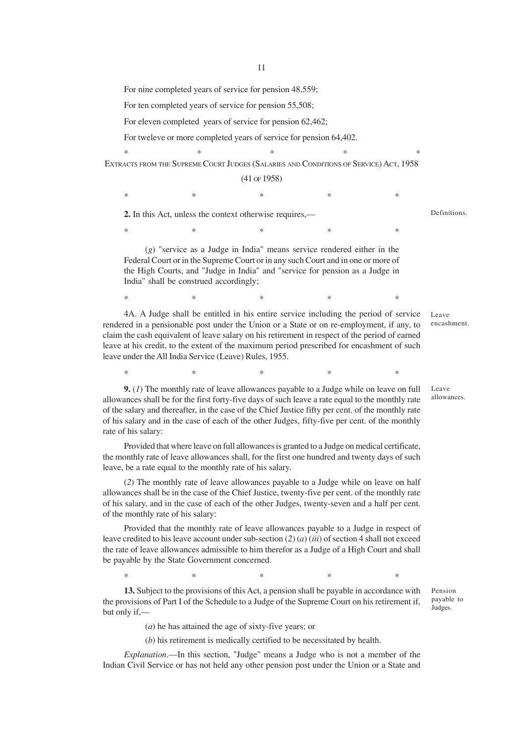For nine completed years of service for pension 48,559;

For ten completed years of service for pension 55,508;

For eleven completed years of service for pension 62,462;

For tweleve or more completed years of service for pension 64,402.

\*                    \*                    \*                    \*                    \*

EXTRACTS FROM THE SUPREME COURT JUDGES (SALARIES AND CONDITIONS OF SERVICE) ACT, 1958

(41 OF 1958)

\*                    \*                    \*                    \*                    \*

**2.** In this Act, unless the context otherwise requires,— *Definitions.*

\*                    \*                    \*                    \*                    \*

(*g*) "service as a Judge in India" means service rendered either in the Federal Court or in the Supreme Court or in any such Court and in one or more of the High Courts, and "Judge in India" and "service for pension as a Judge in India" shall be construed accordingly;

\*                    \*                    \*                    \*                    \*

4A. A Judge shall be entitled in his entire service including the period of service rendered in a pensionable post under the Union or a State or on re-employment, if any, to claim the cash equivalent of leave salary on his retirement in respect of the period of earned leave at his credit, to the extent of the maximum period prescribed for encashment of such leave under the All India Service (Leave) Rules, 1955. *Leave encashment.*

\*                    \*                    \*                    \*                    \*

**9.** (*1*) The monthly rate of leave allowances payable to a Judge while on leave on full allowances shall be for the first forty-five days of such leave a rate equal to the monthly rate of the salary and thereafter, in the case of the Chief Justice fifty per cent. of the monthly rate of his salary and in the case of each of the other Judges, fifty-five per cent. of the monthly rate of his salary: *Leave allowances.*

Provided that where leave on full allowances is granted to a Judge on medical certificate, the monthly rate of leave allowances shall, for the first one hundred and twenty days of such leave, be a rate equal to the monthly rate of his salary.

(*2*) The monthly rate of leave allowances payable to a Judge while on leave on half allowances shall be in the case of the Chief Justice, twenty-five per cent. of the monthly rate of his salary, and in the case of each of the other Judges, twenty-seven and a half per cent. of the monthly rate of his salary:

Provided that the monthly rate of leave allowances payable to a Judge in respect of leave credited to his leave account under sub-section (*2*) (*a*) (*iii*) of section 4 shall not exceed the rate of leave allowances admissible to him therefor as a Judge of a High Court and shall be payable by the State Government concerned.

\*                    \*                    \*                    \*                    \*

**13.** Subject to the provisions of this Act, a pension shall be payable in accordance with the provisions of Part I of the Schedule to a Judge of the Supreme Court on his retirement if, but only if,— *Pension payable to Judges.*

(*a*) he has attained the age of sixty-five years; or

(*b*) his retirement is medically certified to be necessitated by health.

*Explanation*.—In this section, "Judge" means a Judge who is not a member of the Indian Civil Service or has not held any other pension post under the Union or a State and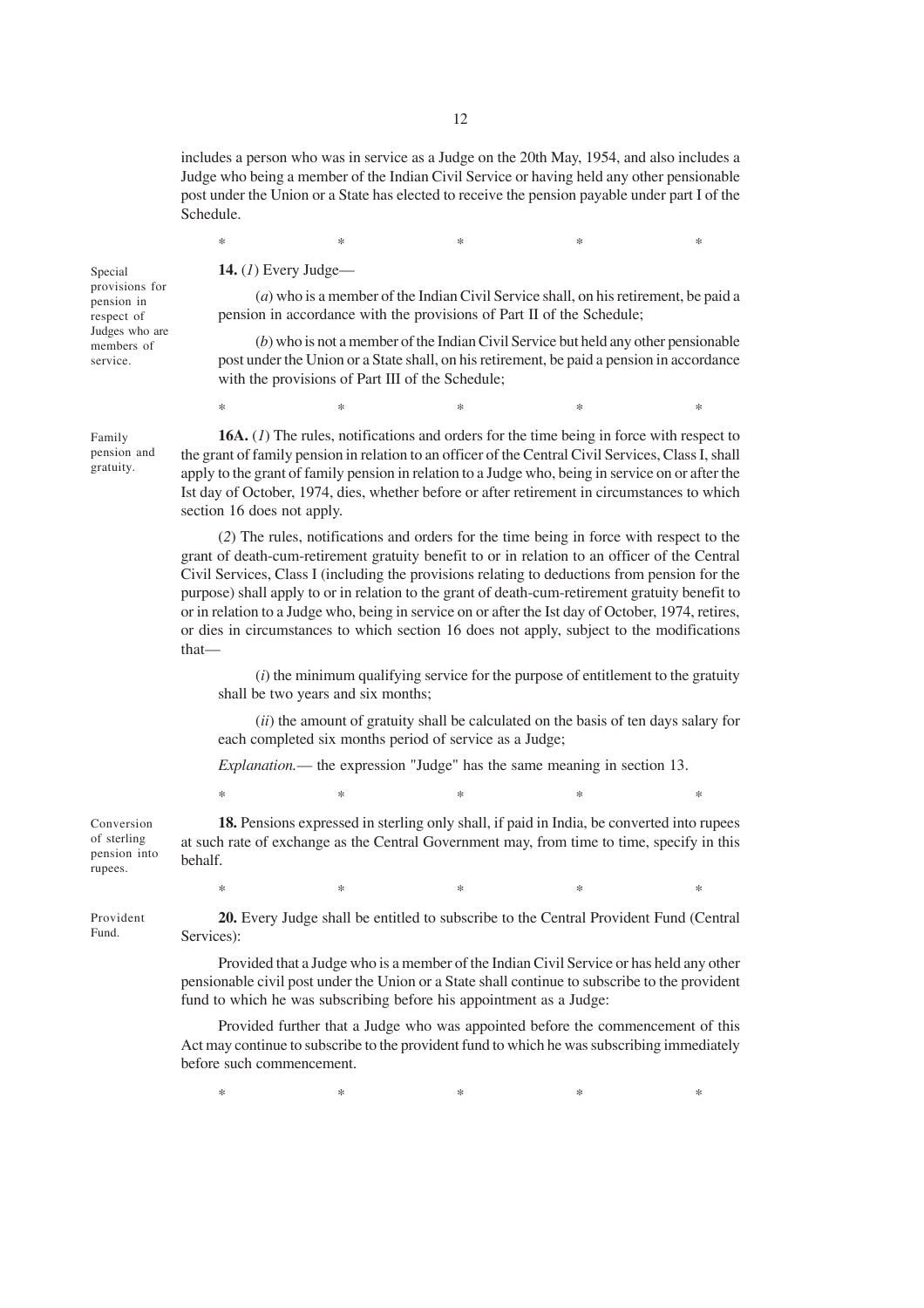includes a person who was in service as a Judge on the 20th May, 1954, and also includes a Judge who being a member of the Indian Civil Service or having held any other pensionable post under the Union or a State has elected to receive the pension payable under part I of the Schedule.

\*                    \*                    \*                    \*                    \*

Special provisions for pension in respect of Judges who are members of service.

**14.** (*1*) Every Judge—

(*a*) who is a member of the Indian Civil Service shall, on his retirement, be paid a pension in accordance with the provisions of Part II of the Schedule;

(*b*) who is not a member of the Indian Civil Service but held any other pensionable post under the Union or a State shall, on his retirement, be paid a pension in accordance with the provisions of Part III of the Schedule;

\*                    \*                    \*                    \*                    \*

Family pension and gratuity.

**16A.** (*1*) The rules, notifications and orders for the time being in force with respect to the grant of family pension in relation to an officer of the Central Civil Services, Class I, shall apply to the grant of family pension in relation to a Judge who, being in service on or after the Ist day of October, 1974, dies, whether before or after retirement in circumstances to which section 16 does not apply.

(*2*) The rules, notifications and orders for the time being in force with respect to the grant of death-cum-retirement gratuity benefit to or in relation to an officer of the Central Civil Services, Class I (including the provisions relating to deductions from pension for the purpose) shall apply to or in relation to the grant of death-cum-retirement gratuity benefit to or in relation to a Judge who, being in service on or after the Ist day of October, 1974, retires, or dies in circumstances to which section 16 does not apply, subject to the modifications that—

(*i*) the minimum qualifying service for the purpose of entitlement to the gratuity shall be two years and six months;

(*ii*) the amount of gratuity shall be calculated on the basis of ten days salary for each completed six months period of service as a Judge;

*Explanation.*— the expression "Judge" has the same meaning in section 13.

\*                    \*                    \*                    \*                    \*

Conversion of sterling pension into rupees.

**18.** Pensions expressed in sterling only shall, if paid in India, be converted into rupees at such rate of exchange as the Central Government may, from time to time, specify in this behalf.

\*                    \*                    \*                    \*                    \*

Provident Fund.

**20.** Every Judge shall be entitled to subscribe to the Central Provident Fund (Central Services):

Provided that a Judge who is a member of the Indian Civil Service or has held any other pensionable civil post under the Union or a State shall continue to subscribe to the provident fund to which he was subscribing before his appointment as a Judge:

Provided further that a Judge who was appointed before the commencement of this Act may continue to subscribe to the provident fund to which he was subscribing immediately before such commencement.

\*                    \*                    \*                    \*                    \*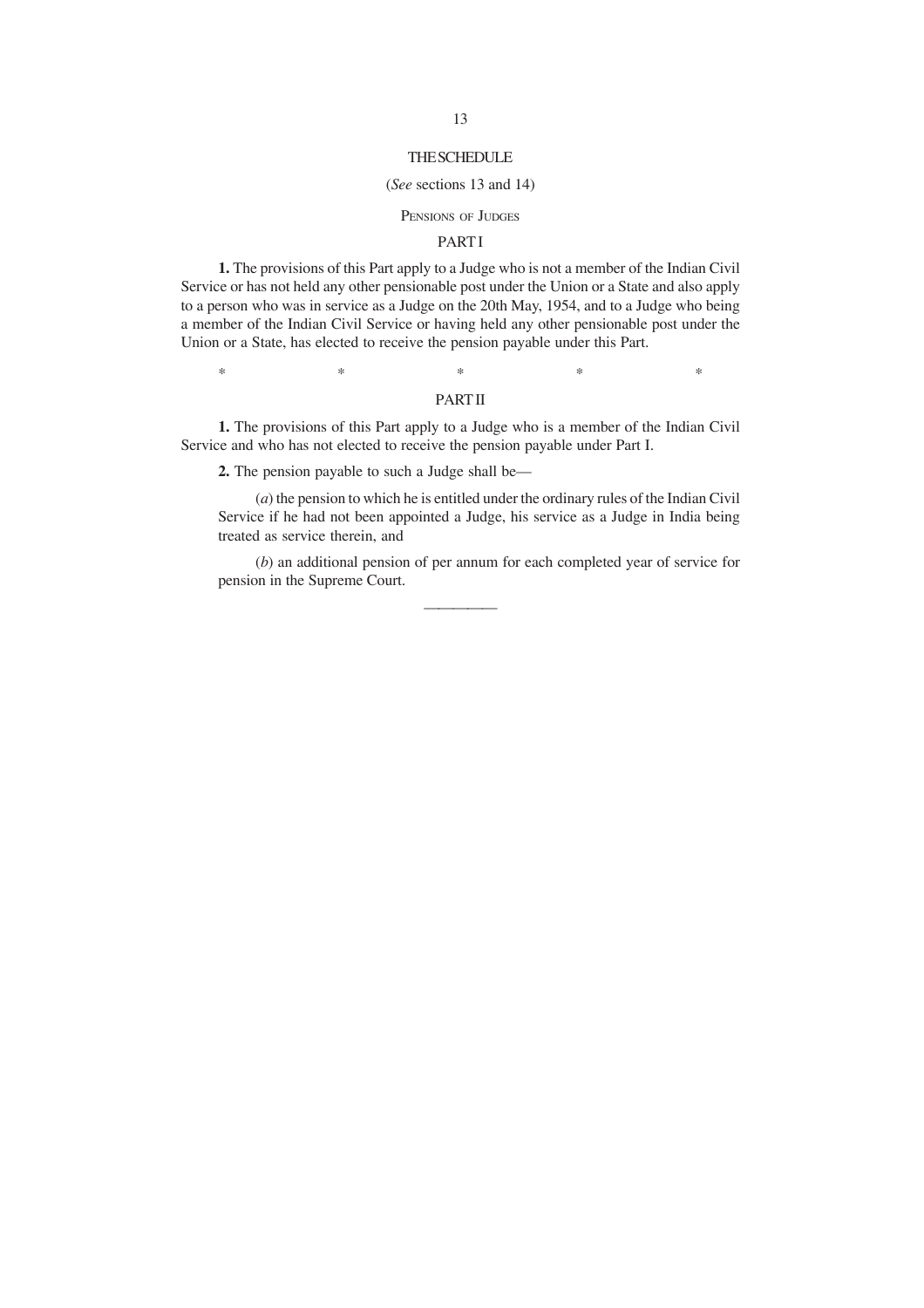# THE SCHEDULE

(*See* sections 13 and 14)

## PENSIONS OF JUDGES

### PART I

**1.** The provisions of this Part apply to a Judge who is not a member of the Indian Civil Service or has not held any other pensionable post under the Union or a State and also apply to a person who was in service as a Judge on the 20th May, 1954, and to a Judge who being a member of the Indian Civil Service or having held any other pensionable post under the Union or a State, has elected to receive the pension payable under this Part.

\*            \*            \*            \*            \*

### PART II

**1.** The provisions of this Part apply to a Judge who is a member of the Indian Civil Service and who has not elected to receive the pension payable under Part I.

**2.** The pension payable to such a Judge shall be—

(*a*) the pension to which he is entitled under the ordinary rules of the Indian Civil Service if he had not been appointed a Judge, his service as a Judge in India being treated as service therein, and

(*b*) an additional pension of per annum for each completed year of service for pension in the Supreme Court.

————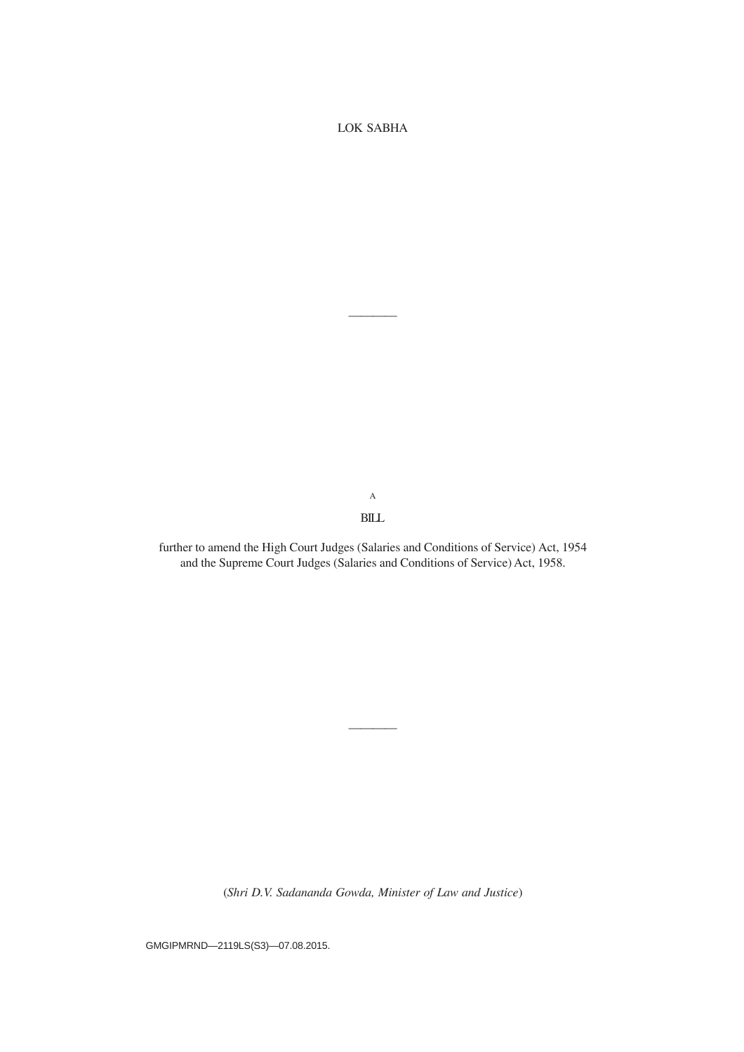LOK SABHA

————

A

BILL

further to amend the High Court Judges (Salaries and Conditions of Service) Act, 1954 and the Supreme Court Judges (Salaries and Conditions of Service) Act, 1958.

————

(*Shri D.V. Sadananda Gowda, Minister of Law and Justice*)

GMGIPMRND—2119LS(S3)—07.08.2015.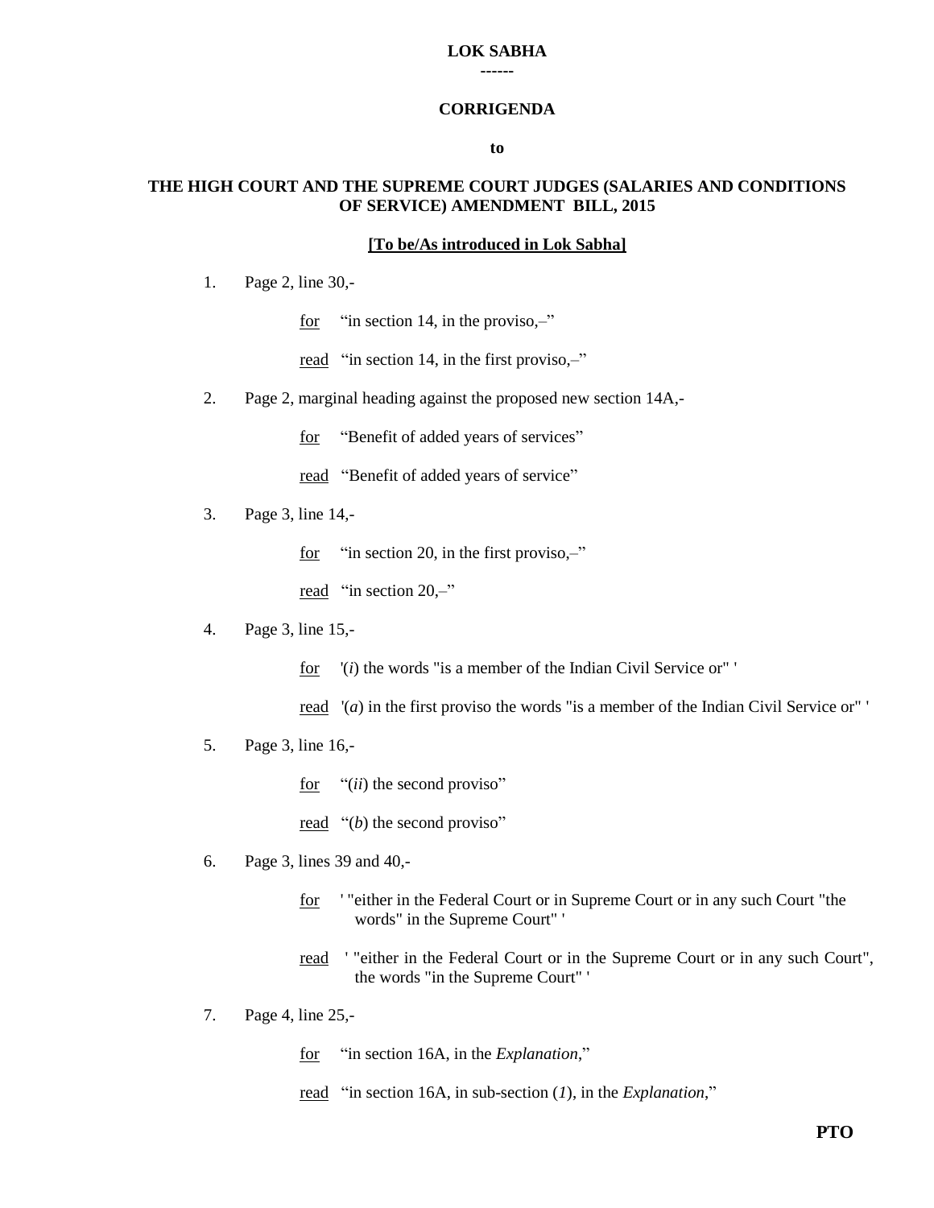**LOK SABHA**

**------**

**CORRIGENDA**

**to**

**THE HIGH COURT AND THE SUPREME COURT JUDGES (SALARIES AND CONDITIONS OF SERVICE) AMENDMENT BILL, 2015**

**[To be/As introduced in Lok Sabha]**

1. Page 2, line 30,-

   for "in section 14, in the proviso,–"

   read "in section 14, in the first proviso,–"

2. Page 2, marginal heading against the proposed new section 14A,-

   for "Benefit of added years of services"

   read "Benefit of added years of service"

3. Page 3, line 14,-

   for "in section 20, in the first proviso,–"

   read "in section 20,–"

4. Page 3, line 15,-

   for '(*i*) the words "is a member of the Indian Civil Service or" '

   read '(*a*) in the first proviso the words "is a member of the Indian Civil Service or" '

5. Page 3, line 16,-

   for "(*ii*) the second proviso"

   read "(*b*) the second proviso"

6. Page 3, lines 39 and 40,-

   for ' "either in the Federal Court or in Supreme Court or in any such Court "the words" in the Supreme Court" '

   read ' "either in the Federal Court or in the Supreme Court or in any such Court", the words "in the Supreme Court" '

7. Page 4, line 25,-

   for "in section 16A, in the *Explanation*,"

   read "in section 16A, in sub-section (*1*), in the *Explanation*,"

**PTO**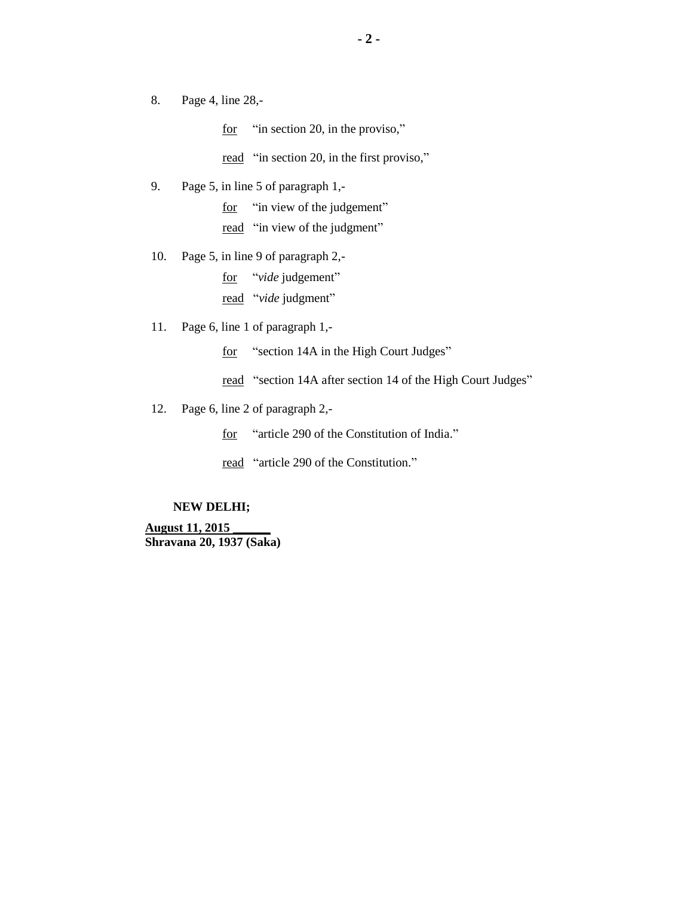8. Page 4, line 28,-

    for "in section 20, in the proviso,"

    read "in section 20, in the first proviso,"

9. Page 5, in line 5 of paragraph 1,-

    for "in view of the judgement"

    read "in view of the judgment"

10. Page 5, in line 9 of paragraph 2,-

    for "*vide* judgement"

    read "*vide* judgment"

11. Page 6, line 1 of paragraph 1,-

    for "section 14A in the High Court Judges"

    read "section 14A after section 14 of the High Court Judges"

12. Page 6, line 2 of paragraph 2,-

    for "article 290 of the Constitution of India."

    read "article 290 of the Constitution."

**NEW DELHI;**

**August 11, 2015**
**Shravana 20, 1937 (Saka)**